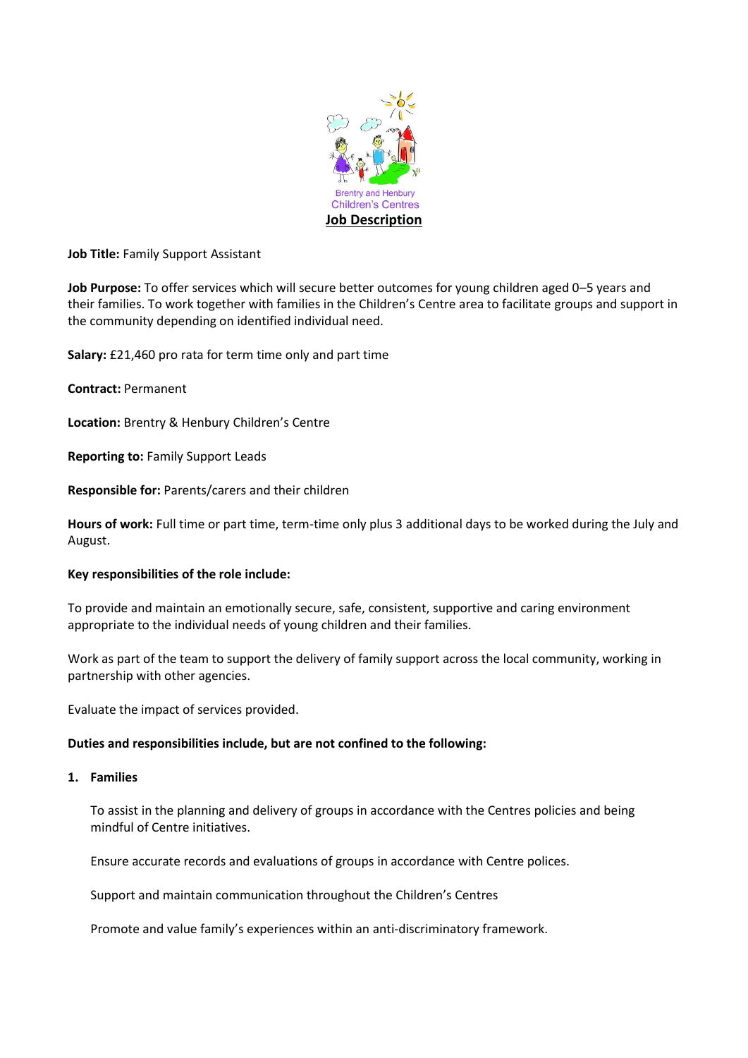Brentry and Henbury Children's Centres

# Job Description

**Job Title:** Family Support Assistant

**Job Purpose:** To offer services which will secure better outcomes for young children aged 0–5 years and their families. To work together with families in the Children's Centre area to facilitate groups and support in the community depending on identified individual need.

**Salary:** £21,460 pro rata for term time only and part time

**Contract:** Permanent

**Location:** Brentry & Henbury Children's Centre

**Reporting to:** Family Support Leads

**Responsible for:** Parents/carers and their children

**Hours of work:** Full time or part time, term-time only plus 3 additional days to be worked during the July and August.

**Key responsibilities of the role include:**

To provide and maintain an emotionally secure, safe, consistent, supportive and caring environment appropriate to the individual needs of young children and their families.

Work as part of the team to support the delivery of family support across the local community, working in partnership with other agencies.

Evaluate the impact of services provided.

**Duties and responsibilities include, but are not confined to the following:**

1. **Families**

   To assist in the planning and delivery of groups in accordance with the Centres policies and being mindful of Centre initiatives.

   Ensure accurate records and evaluations of groups in accordance with Centre polices.

   Support and maintain communication throughout the Children's Centres

   Promote and value family's experiences within an anti-discriminatory framework.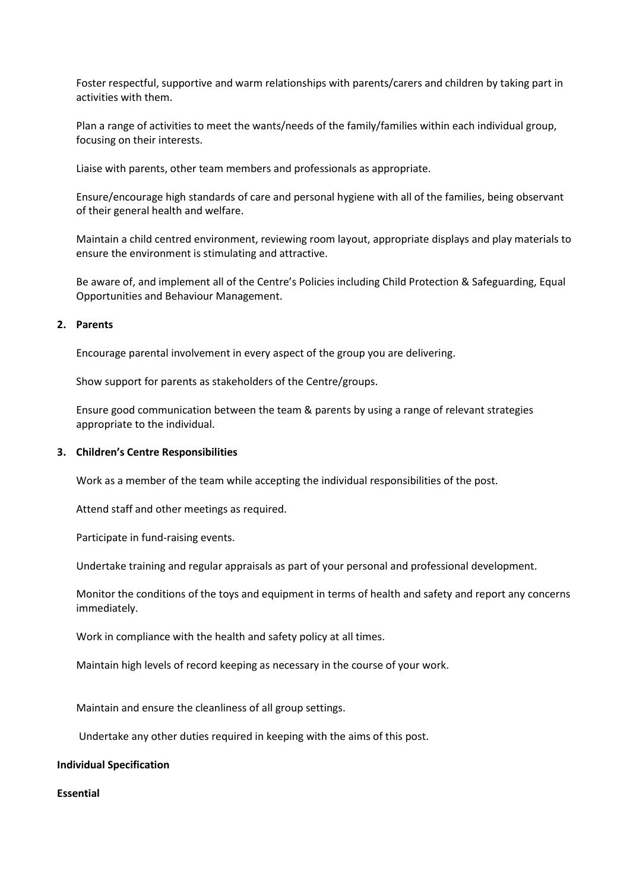Foster respectful, supportive and warm relationships with parents/carers and children by taking part in activities with them.

Plan a range of activities to meet the wants/needs of the family/families within each individual group, focusing on their interests.

Liaise with parents, other team members and professionals as appropriate.

Ensure/encourage high standards of care and personal hygiene with all of the families, being observant of their general health and welfare.

Maintain a child centred environment, reviewing room layout, appropriate displays and play materials to ensure the environment is stimulating and attractive.

Be aware of, and implement all of the Centre's Policies including Child Protection & Safeguarding, Equal Opportunities and Behaviour Management.

**2. Parents**

Encourage parental involvement in every aspect of the group you are delivering.

Show support for parents as stakeholders of the Centre/groups.

Ensure good communication between the team & parents by using a range of relevant strategies appropriate to the individual.

**3. Children's Centre Responsibilities**

Work as a member of the team while accepting the individual responsibilities of the post.

Attend staff and other meetings as required.

Participate in fund-raising events.

Undertake training and regular appraisals as part of your personal and professional development.

Monitor the conditions of the toys and equipment in terms of health and safety and report any concerns immediately.

Work in compliance with the health and safety policy at all times.

Maintain high levels of record keeping as necessary in the course of your work.

Maintain and ensure the cleanliness of all group settings.

Undertake any other duties required in keeping with the aims of this post.

**Individual Specification**

**Essential**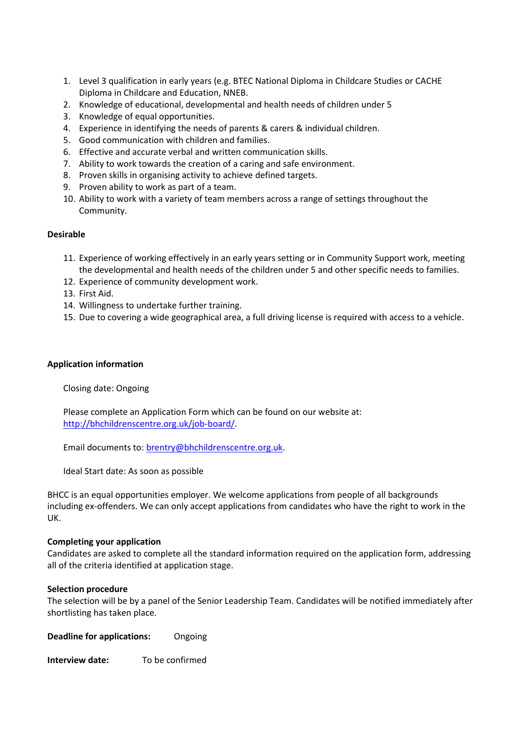1. Level 3 qualification in early years (e.g. BTEC National Diploma in Childcare Studies or CACHE Diploma in Childcare and Education, NNEB.
2. Knowledge of educational, developmental and health needs of children under 5
3. Knowledge of equal opportunities.
4. Experience in identifying the needs of parents & carers & individual children.
5. Good communication with children and families.
6. Effective and accurate verbal and written communication skills.
7. Ability to work towards the creation of a caring and safe environment.
8. Proven skills in organising activity to achieve defined targets.
9. Proven ability to work as part of a team.
10. Ability to work with a variety of team members across a range of settings throughout the Community.

**Desirable**

11. Experience of working effectively in an early years setting or in Community Support work, meeting the developmental and health needs of the children under 5 and other specific needs to families.
12. Experience of community development work.
13. First Aid.
14. Willingness to undertake further training.
15. Due to covering a wide geographical area, a full driving license is required with access to a vehicle.

**Application information**

Closing date: Ongoing

Please complete an Application Form which can be found on our website at: [http://bhchildrenscentre.org.uk/job-board/](http://bhchildrenscentre.org.uk/job-board/).

Email documents to: [brentry@bhchildrenscentre.org.uk](mailto:brentry@bhchildrenscentre.org.uk).

Ideal Start date: As soon as possible

BHCC is an equal opportunities employer. We welcome applications from people of all backgrounds including ex-offenders. We can only accept applications from candidates who have the right to work in the UK.

**Completing your application**

Candidates are asked to complete all the standard information required on the application form, addressing all of the criteria identified at application stage.

**Selection procedure**

The selection will be by a panel of the Senior Leadership Team. Candidates will be notified immediately after shortlisting has taken place.

**Deadline for applications:** Ongoing

**Interview date:** To be confirmed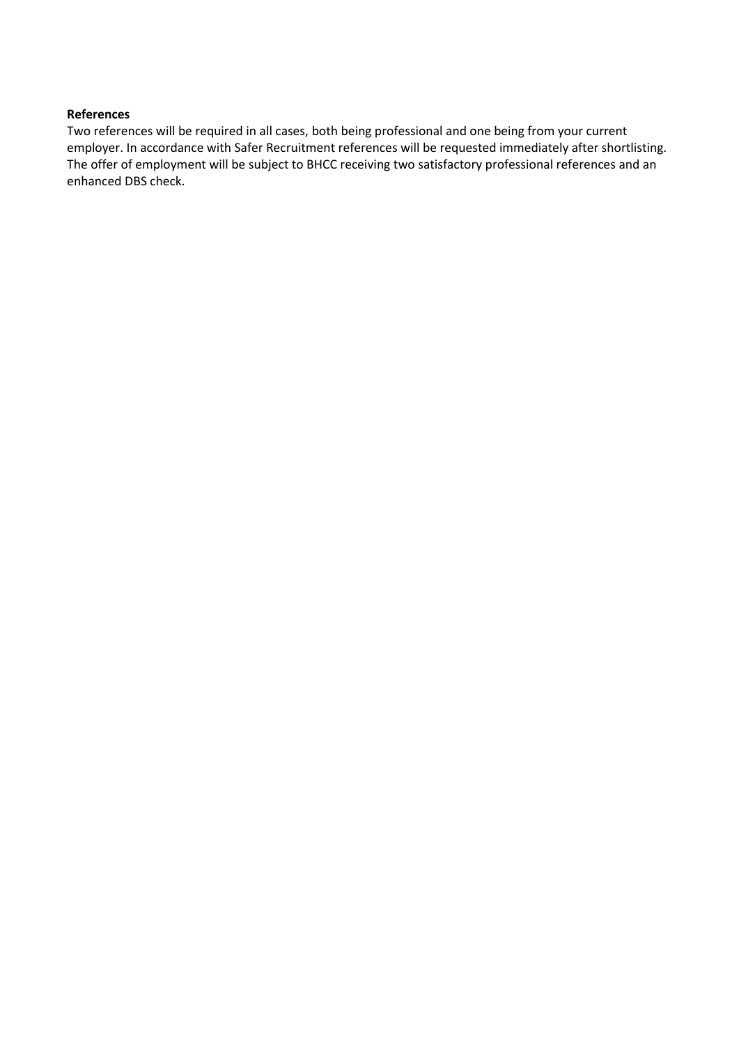**References**

Two references will be required in all cases, both being professional and one being from your current employer. In accordance with Safer Recruitment references will be requested immediately after shortlisting. The offer of employment will be subject to BHCC receiving two satisfactory professional references and an enhanced DBS check.